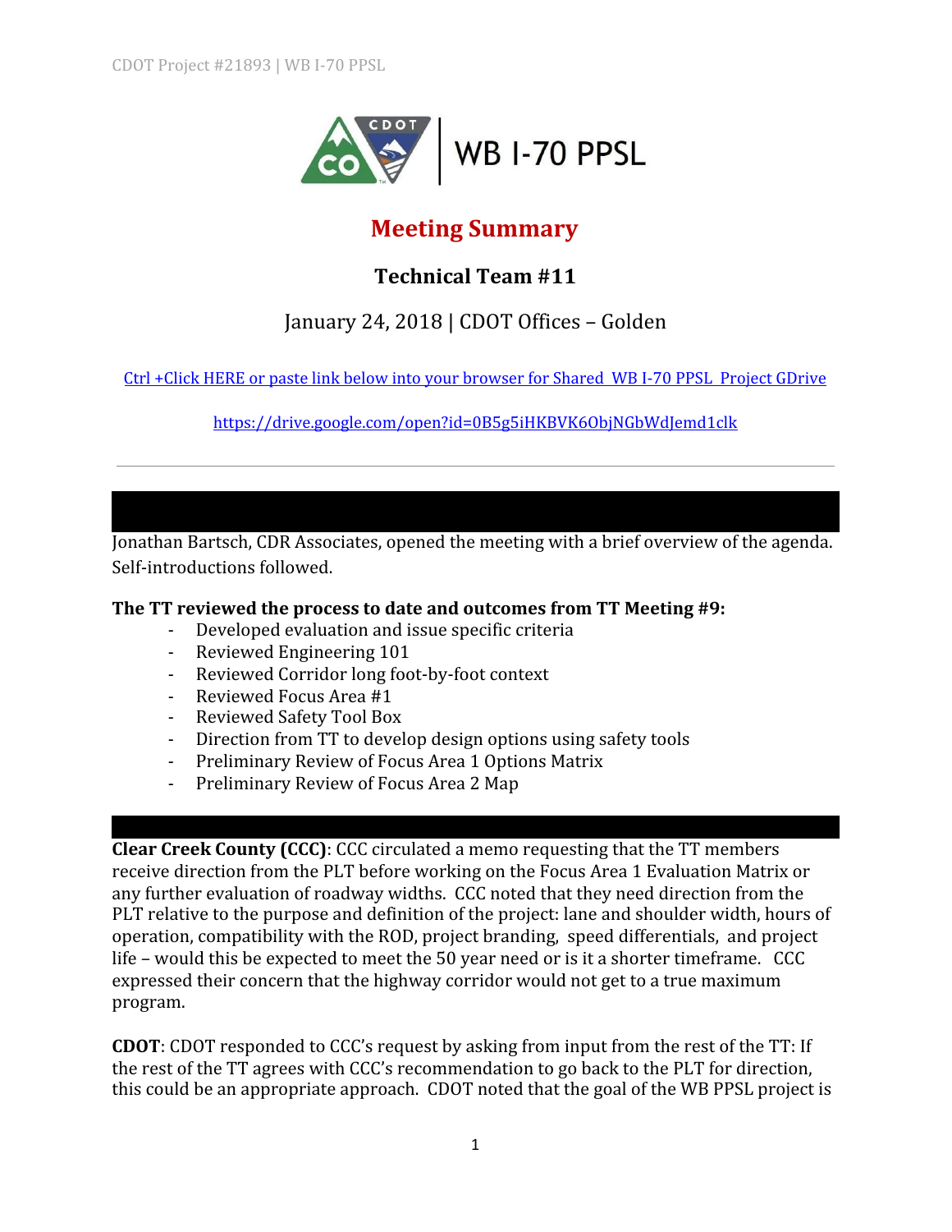# WB I-70 PPSL

## Meeting Summary

### Technical Team #11

January 24, 2018 | CDOT Offices – Golden

[Ctrl +Click HERE or paste link below into your browser for Shared WB I-70 PPSL Project GDrive](https://drive.google.com/open?id=0B5g5iHKBVK6ObjNGbWdJemd1clk)

https://drive.google.com/open?id=0B5g5iHKBVK6ObjNGbWdJemd1clk

---

Jonathan Bartsch, CDR Associates, opened the meeting with a brief overview of the agenda. Self-introductions followed.

**The TT reviewed the process to date and outcomes from TT Meeting #9:**

- Developed evaluation and issue specific criteria
- Reviewed Engineering 101
- Reviewed Corridor long foot-by-foot context
- Reviewed Focus Area #1
- Reviewed Safety Tool Box
- Direction from TT to develop design options using safety tools
- Preliminary Review of Focus Area 1 Options Matrix
- Preliminary Review of Focus Area 2 Map

**Clear Creek County (CCC)**: CCC circulated a memo requesting that the TT members receive direction from the PLT before working on the Focus Area 1 Evaluation Matrix or any further evaluation of roadway widths. CCC noted that they need direction from the PLT relative to the purpose and definition of the project: lane and shoulder width, hours of operation, compatibility with the ROD, project branding, speed differentials, and project life – would this be expected to meet the 50 year need or is it a shorter timeframe. CCC expressed their concern that the highway corridor would not get to a true maximum program.

**CDOT**: CDOT responded to CCC's request by asking from input from the rest of the TT: If the rest of the TT agrees with CCC's recommendation to go back to the PLT for direction, this could be an appropriate approach. CDOT noted that the goal of the WB PPSL project is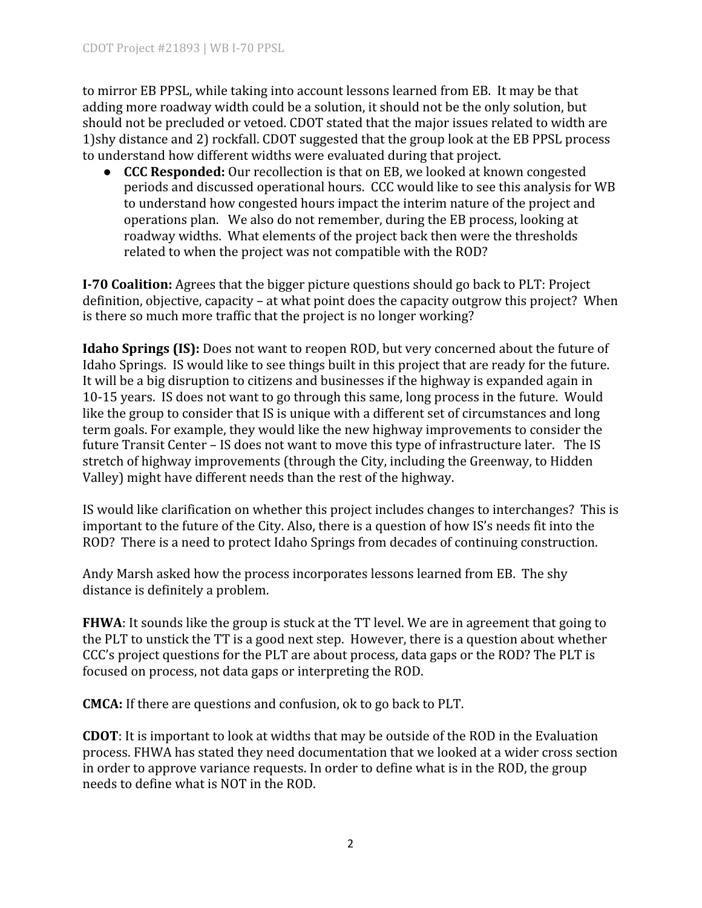to mirror EB PPSL, while taking into account lessons learned from EB. It may be that adding more roadway width could be a solution, it should not be the only solution, but should not be precluded or vetoed. CDOT stated that the major issues related to width are 1)shy distance and 2) rockfall. CDOT suggested that the group look at the EB PPSL process to understand how different widths were evaluated during that project.

- **CCC Responded:** Our recollection is that on EB, we looked at known congested periods and discussed operational hours. CCC would like to see this analysis for WB to understand how congested hours impact the interim nature of the project and operations plan. We also do not remember, during the EB process, looking at roadway widths. What elements of the project back then were the thresholds related to when the project was not compatible with the ROD?

**I-70 Coalition:** Agrees that the bigger picture questions should go back to PLT: Project definition, objective, capacity – at what point does the capacity outgrow this project? When is there so much more traffic that the project is no longer working?

**Idaho Springs (IS):** Does not want to reopen ROD, but very concerned about the future of Idaho Springs. IS would like to see things built in this project that are ready for the future. It will be a big disruption to citizens and businesses if the highway is expanded again in 10-15 years. IS does not want to go through this same, long process in the future. Would like the group to consider that IS is unique with a different set of circumstances and long term goals. For example, they would like the new highway improvements to consider the future Transit Center – IS does not want to move this type of infrastructure later. The IS stretch of highway improvements (through the City, including the Greenway, to Hidden Valley) might have different needs than the rest of the highway.

IS would like clarification on whether this project includes changes to interchanges? This is important to the future of the City. Also, there is a question of how IS's needs fit into the ROD? There is a need to protect Idaho Springs from decades of continuing construction.

Andy Marsh asked how the process incorporates lessons learned from EB. The shy distance is definitely a problem.

**FHWA**: It sounds like the group is stuck at the TT level. We are in agreement that going to the PLT to unstick the TT is a good next step. However, there is a question about whether CCC's project questions for the PLT are about process, data gaps or the ROD? The PLT is focused on process, not data gaps or interpreting the ROD.

**CMCA:** If there are questions and confusion, ok to go back to PLT.

**CDOT**: It is important to look at widths that may be outside of the ROD in the Evaluation process. FHWA has stated they need documentation that we looked at a wider cross section in order to approve variance requests. In order to define what is in the ROD, the group needs to define what is NOT in the ROD.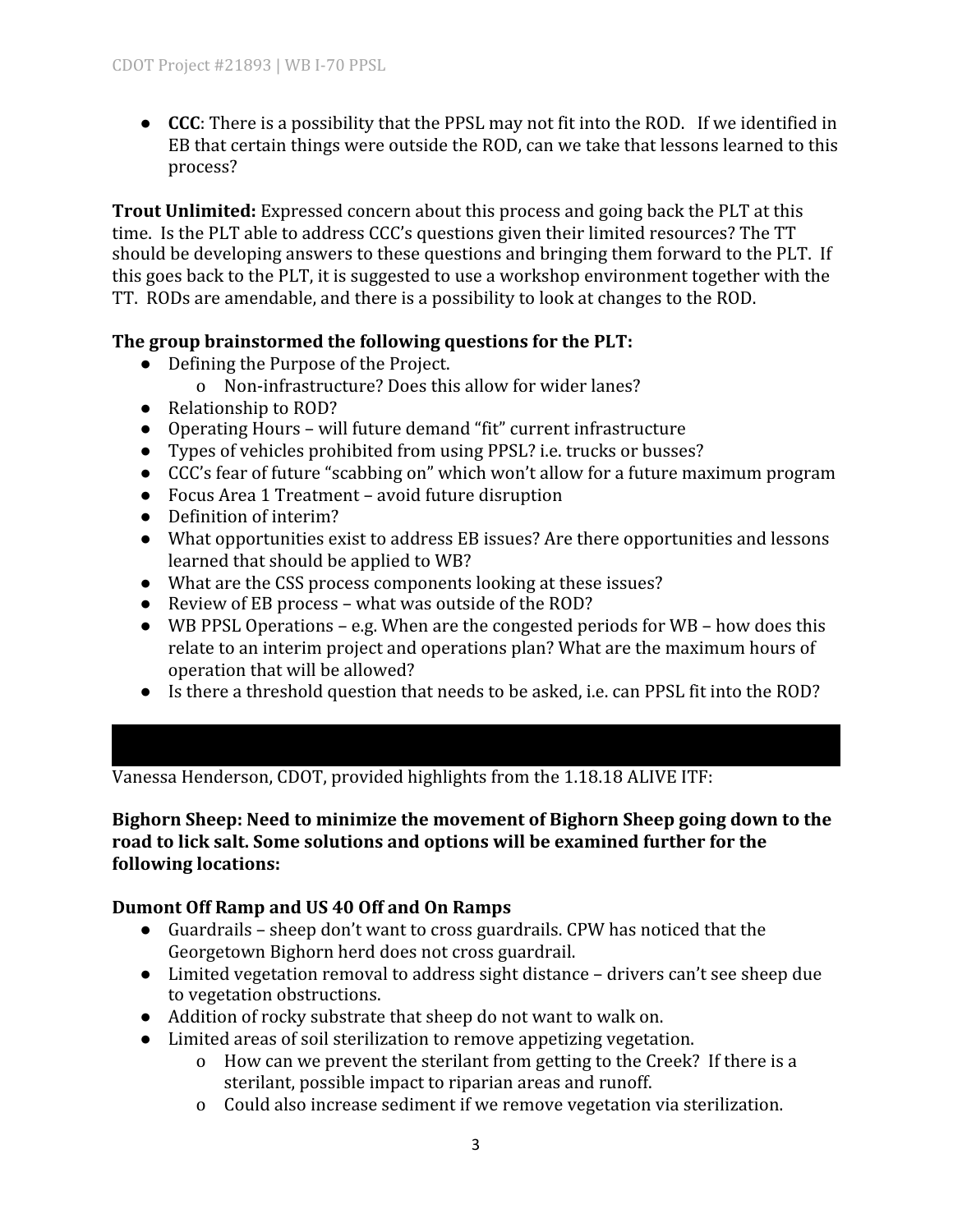- **CCC**: There is a possibility that the PPSL may not fit into the ROD.  If we identified in EB that certain things were outside the ROD, can we take that lessons learned to this process?

**Trout Unlimited:** Expressed concern about this process and going back the PLT at this time. Is the PLT able to address CCC's questions given their limited resources? The TT should be developing answers to these questions and bringing them forward to the PLT. If this goes back to the PLT, it is suggested to use a workshop environment together with the TT. RODs are amendable, and there is a possibility to look at changes to the ROD.

**The group brainstormed the following questions for the PLT:**

- Defining the Purpose of the Project.
  - Non-infrastructure? Does this allow for wider lanes?
- Relationship to ROD?
- Operating Hours – will future demand "fit" current infrastructure
- Types of vehicles prohibited from using PPSL? i.e. trucks or busses?
- CCC's fear of future "scabbing on" which won't allow for a future maximum program
- Focus Area 1 Treatment – avoid future disruption
- Definition of interim?
- What opportunities exist to address EB issues? Are there opportunities and lessons learned that should be applied to WB?
- What are the CSS process components looking at these issues?
- Review of EB process – what was outside of the ROD?
- WB PPSL Operations – e.g. When are the congested periods for WB – how does this relate to an interim project and operations plan? What are the maximum hours of operation that will be allowed?
- Is there a threshold question that needs to be asked, i.e. can PPSL fit into the ROD?

Vanessa Henderson, CDOT, provided highlights from the 1.18.18 ALIVE ITF:

**Bighorn Sheep: Need to minimize the movement of Bighorn Sheep going down to the road to lick salt. Some solutions and options will be examined further for the following locations:**

**Dumont Off Ramp and US 40 Off and On Ramps**

- Guardrails – sheep don't want to cross guardrails. CPW has noticed that the Georgetown Bighorn herd does not cross guardrail.
- Limited vegetation removal to address sight distance – drivers can't see sheep due to vegetation obstructions.
- Addition of rocky substrate that sheep do not want to walk on.
- Limited areas of soil sterilization to remove appetizing vegetation.
  - How can we prevent the sterilant from getting to the Creek? If there is a sterilant, possible impact to riparian areas and runoff.
  - Could also increase sediment if we remove vegetation via sterilization.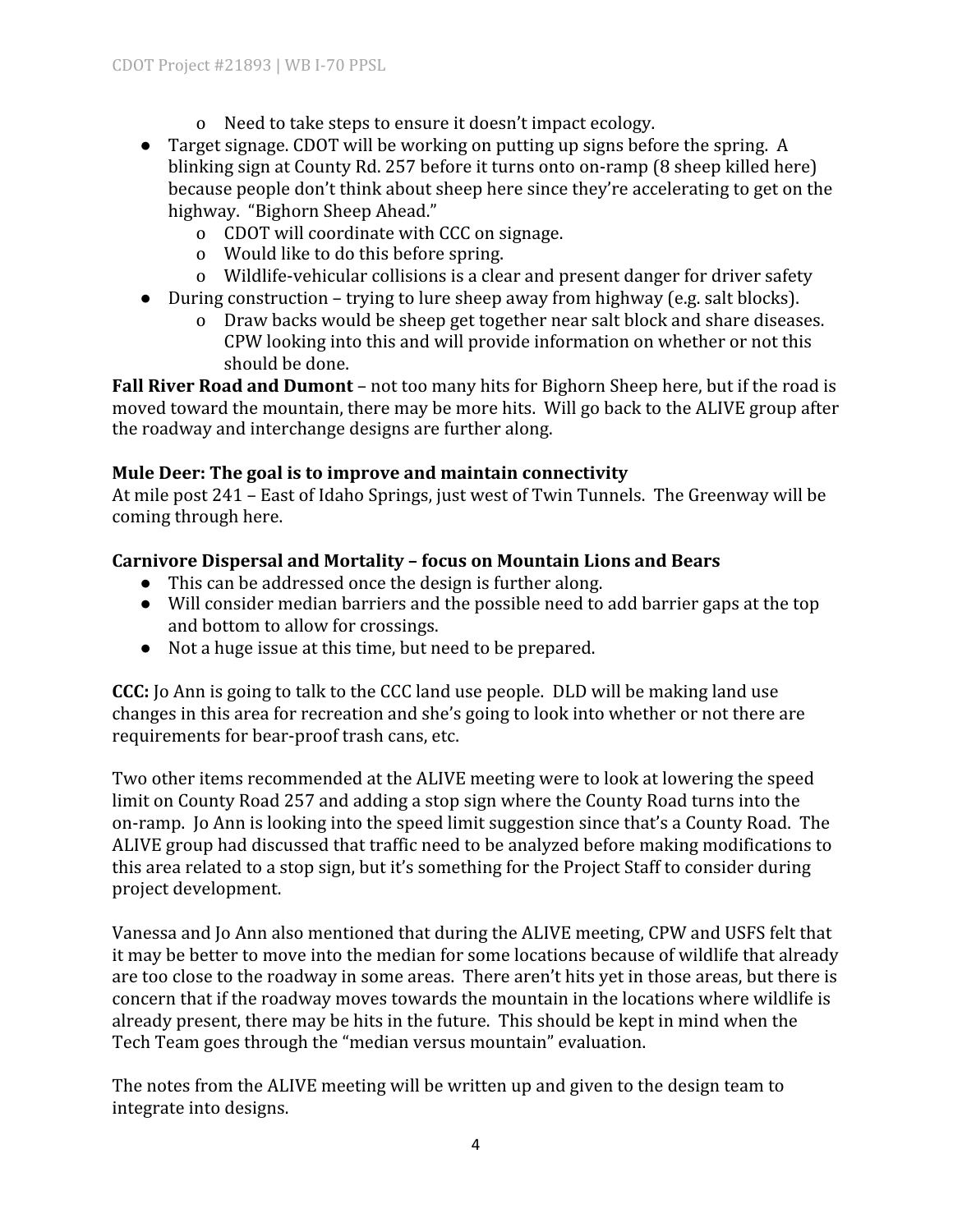- Need to take steps to ensure it doesn't impact ecology.
- Target signage. CDOT will be working on putting up signs before the spring. A blinking sign at County Rd. 257 before it turns onto on-ramp (8 sheep killed here) because people don't think about sheep here since they're accelerating to get on the highway. "Bighorn Sheep Ahead."
    - CDOT will coordinate with CCC on signage.
    - Would like to do this before spring.
    - Wildlife-vehicular collisions is a clear and present danger for driver safety
- During construction – trying to lure sheep away from highway (e.g. salt blocks).
    - Draw backs would be sheep get together near salt block and share diseases. CPW looking into this and will provide information on whether or not this should be done.

**Fall River Road and Dumont** – not too many hits for Bighorn Sheep here, but if the road is moved toward the mountain, there may be more hits. Will go back to the ALIVE group after the roadway and interchange designs are further along.

**Mule Deer: The goal is to improve and maintain connectivity**
At mile post 241 – East of Idaho Springs, just west of Twin Tunnels. The Greenway will be coming through here.

**Carnivore Dispersal and Mortality – focus on Mountain Lions and Bears**

- This can be addressed once the design is further along.
- Will consider median barriers and the possible need to add barrier gaps at the top and bottom to allow for crossings.
- Not a huge issue at this time, but need to be prepared.

**CCC:** Jo Ann is going to talk to the CCC land use people. DLD will be making land use changes in this area for recreation and she's going to look into whether or not there are requirements for bear-proof trash cans, etc.

Two other items recommended at the ALIVE meeting were to look at lowering the speed limit on County Road 257 and adding a stop sign where the County Road turns into the on-ramp. Jo Ann is looking into the speed limit suggestion since that's a County Road. The ALIVE group had discussed that traffic need to be analyzed before making modifications to this area related to a stop sign, but it's something for the Project Staff to consider during project development.

Vanessa and Jo Ann also mentioned that during the ALIVE meeting, CPW and USFS felt that it may be better to move into the median for some locations because of wildlife that already are too close to the roadway in some areas. There aren't hits yet in those areas, but there is concern that if the roadway moves towards the mountain in the locations where wildlife is already present, there may be hits in the future. This should be kept in mind when the Tech Team goes through the "median versus mountain" evaluation.

The notes from the ALIVE meeting will be written up and given to the design team to integrate into designs.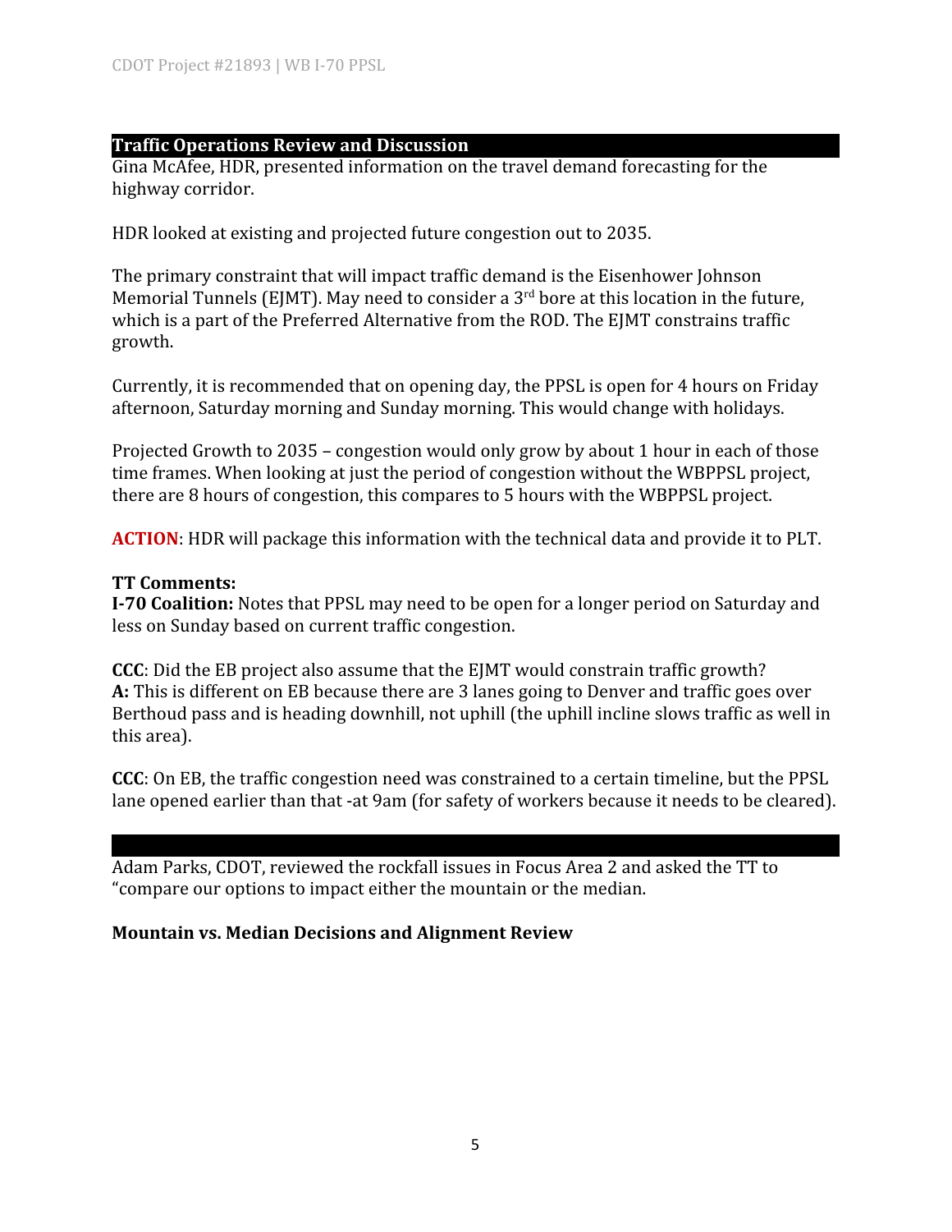## Traffic Operations Review and Discussion

Gina McAfee, HDR, presented information on the travel demand forecasting for the highway corridor.

HDR looked at existing and projected future congestion out to 2035.

The primary constraint that will impact traffic demand is the Eisenhower Johnson Memorial Tunnels (EJMT). May need to consider a 3rd bore at this location in the future, which is a part of the Preferred Alternative from the ROD. The EJMT constrains traffic growth.

Currently, it is recommended that on opening day, the PPSL is open for 4 hours on Friday afternoon, Saturday morning and Sunday morning. This would change with holidays.

Projected Growth to 2035 – congestion would only grow by about 1 hour in each of those time frames. When looking at just the period of congestion without the WBPPSL project, there are 8 hours of congestion, this compares to 5 hours with the WBPPSL project.

**ACTION**: HDR will package this information with the technical data and provide it to PLT.

**TT Comments:**

**I-70 Coalition:** Notes that PPSL may need to be open for a longer period on Saturday and less on Sunday based on current traffic congestion.

**CCC**: Did the EB project also assume that the EJMT would constrain traffic growth?
**A:** This is different on EB because there are 3 lanes going to Denver and traffic goes over Berthoud pass and is heading downhill, not uphill (the uphill incline slows traffic as well in this area).

**CCC**: On EB, the traffic congestion need was constrained to a certain timeline, but the PPSL lane opened earlier than that -at 9am (for safety of workers because it needs to be cleared).

Adam Parks, CDOT, reviewed the rockfall issues in Focus Area 2 and asked the TT to "compare our options to impact either the mountain or the median.

**Mountain vs. Median Decisions and Alignment Review**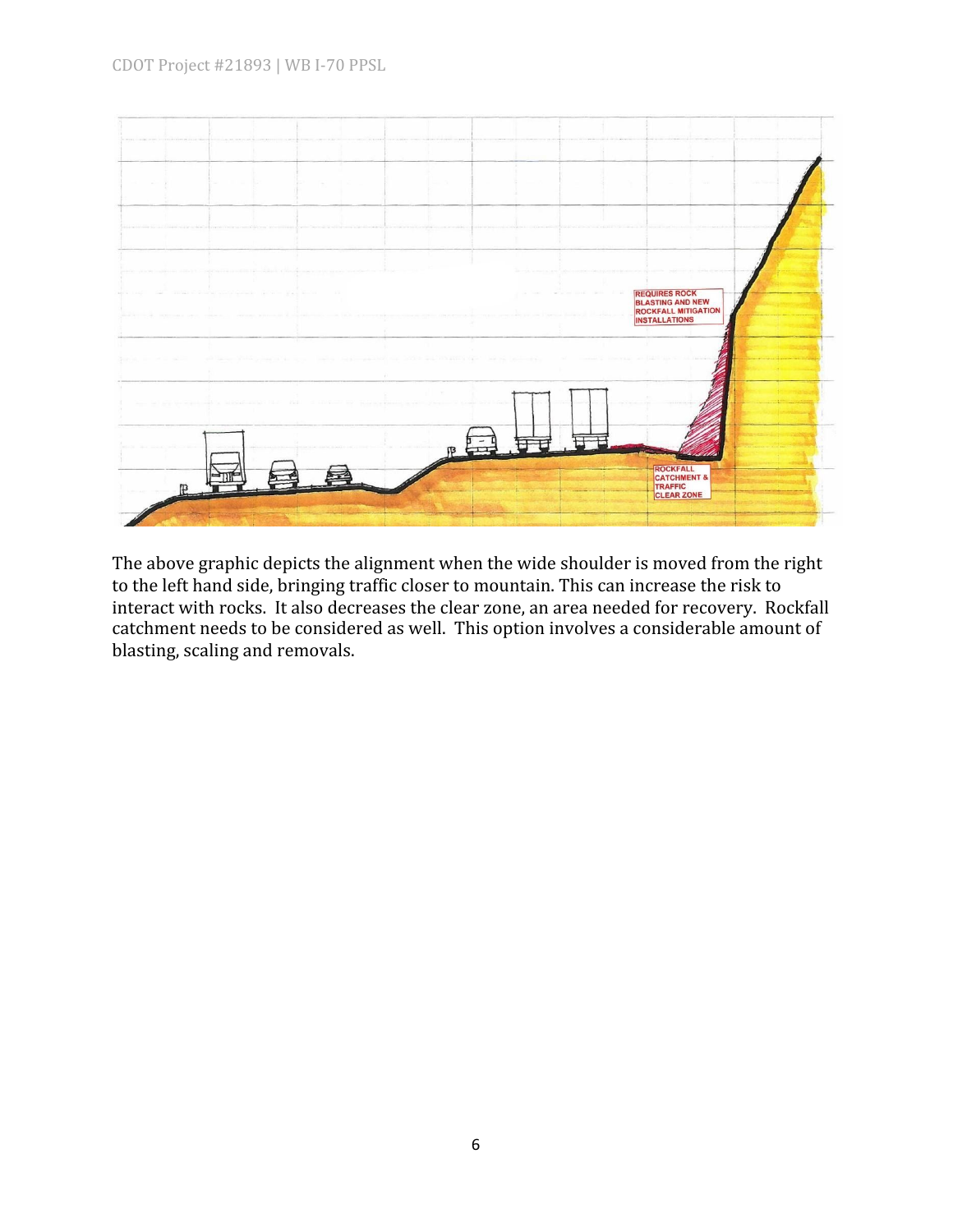REQUIRES ROCK BLASTING AND NEW ROCKFALL MITIGATION INSTALLATIONS

ROCKFALL CATCHMENT & TRAFFIC CLEAR ZONE

The above graphic depicts the alignment when the wide shoulder is moved from the right to the left hand side, bringing traffic closer to mountain. This can increase the risk to interact with rocks. It also decreases the clear zone, an area needed for recovery. Rockfall catchment needs to be considered as well. This option involves a considerable amount of blasting, scaling and removals.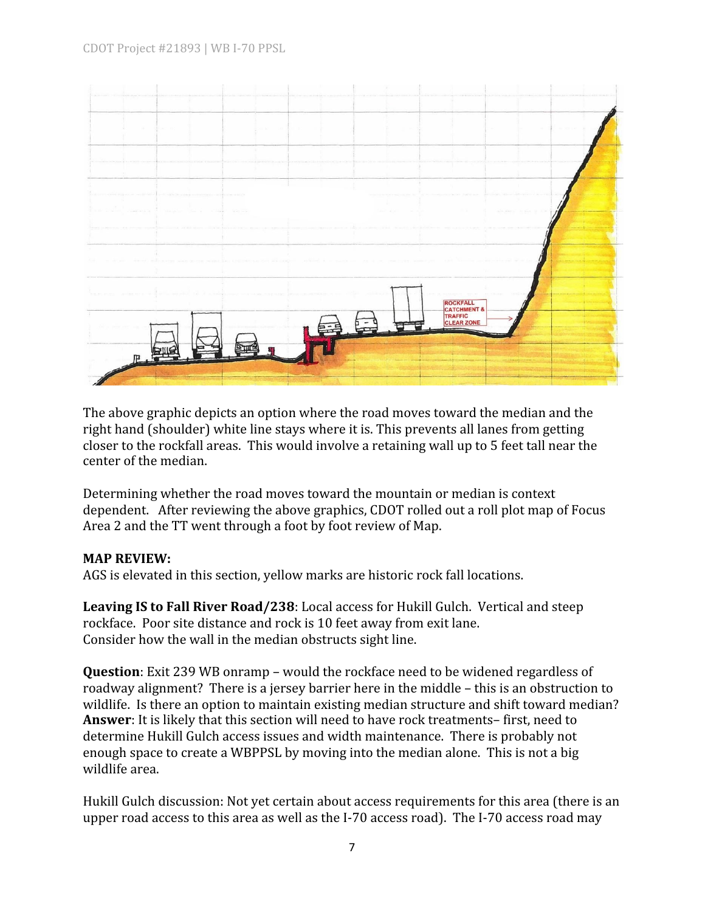The above graphic depicts an option where the road moves toward the median and the right hand (shoulder) white line stays where it is. This prevents all lanes from getting closer to the rockfall areas. This would involve a retaining wall up to 5 feet tall near the center of the median.

Determining whether the road moves toward the mountain or median is context dependent. After reviewing the above graphics, CDOT rolled out a roll plot map of Focus Area 2 and the TT went through a foot by foot review of Map.

**MAP REVIEW:**
AGS is elevated in this section, yellow marks are historic rock fall locations.

**Leaving IS to Fall River Road/238**: Local access for Hukill Gulch. Vertical and steep rockface. Poor site distance and rock is 10 feet away from exit lane.
Consider how the wall in the median obstructs sight line.

**Question**: Exit 239 WB onramp – would the rockface need to be widened regardless of roadway alignment? There is a jersey barrier here in the middle – this is an obstruction to wildlife. Is there an option to maintain existing median structure and shift toward median?
**Answer**: It is likely that this section will need to have rock treatments– first, need to determine Hukill Gulch access issues and width maintenance. There is probably not enough space to create a WBPPSL by moving into the median alone. This is not a big wildlife area.

Hukill Gulch discussion: Not yet certain about access requirements for this area (there is an upper road access to this area as well as the I-70 access road). The I-70 access road may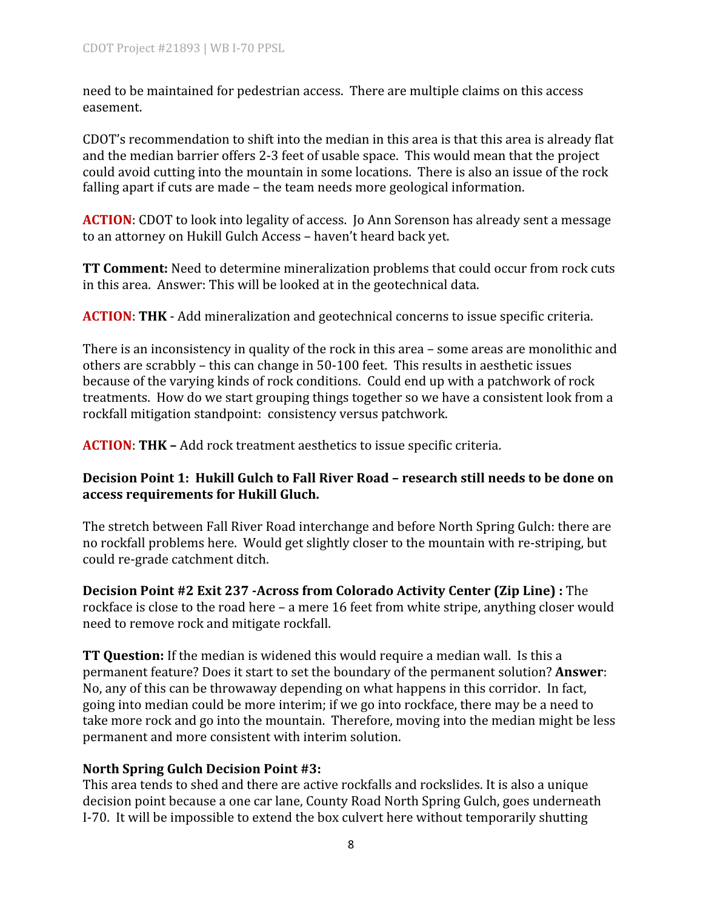need to be maintained for pedestrian access. There are multiple claims on this access easement.

CDOT's recommendation to shift into the median in this area is that this area is already flat and the median barrier offers 2-3 feet of usable space. This would mean that the project could avoid cutting into the mountain in some locations. There is also an issue of the rock falling apart if cuts are made – the team needs more geological information.

**ACTION**: CDOT to look into legality of access. Jo Ann Sorenson has already sent a message to an attorney on Hukill Gulch Access – haven't heard back yet.

**TT Comment:** Need to determine mineralization problems that could occur from rock cuts in this area. Answer: This will be looked at in the geotechnical data.

**ACTION**: **THK** - Add mineralization and geotechnical concerns to issue specific criteria.

There is an inconsistency in quality of the rock in this area – some areas are monolithic and others are scrabbly – this can change in 50-100 feet. This results in aesthetic issues because of the varying kinds of rock conditions. Could end up with a patchwork of rock treatments. How do we start grouping things together so we have a consistent look from a rockfall mitigation standpoint: consistency versus patchwork.

**ACTION**: **THK –** Add rock treatment aesthetics to issue specific criteria.

**Decision Point 1: Hukill Gulch to Fall River Road – research still needs to be done on access requirements for Hukill Gluch.**

The stretch between Fall River Road interchange and before North Spring Gulch: there are no rockfall problems here. Would get slightly closer to the mountain with re-striping, but could re-grade catchment ditch.

**Decision Point #2 Exit 237 -Across from Colorado Activity Center (Zip Line) :** The rockface is close to the road here – a mere 16 feet from white stripe, anything closer would need to remove rock and mitigate rockfall.

**TT Question:** If the median is widened this would require a median wall. Is this a permanent feature? Does it start to set the boundary of the permanent solution? **Answer**: No, any of this can be throwaway depending on what happens in this corridor. In fact, going into median could be more interim; if we go into rockface, there may be a need to take more rock and go into the mountain. Therefore, moving into the median might be less permanent and more consistent with interim solution.

**North Spring Gulch Decision Point #3:**
This area tends to shed and there are active rockfalls and rockslides. It is also a unique decision point because a one car lane, County Road North Spring Gulch, goes underneath I-70. It will be impossible to extend the box culvert here without temporarily shutting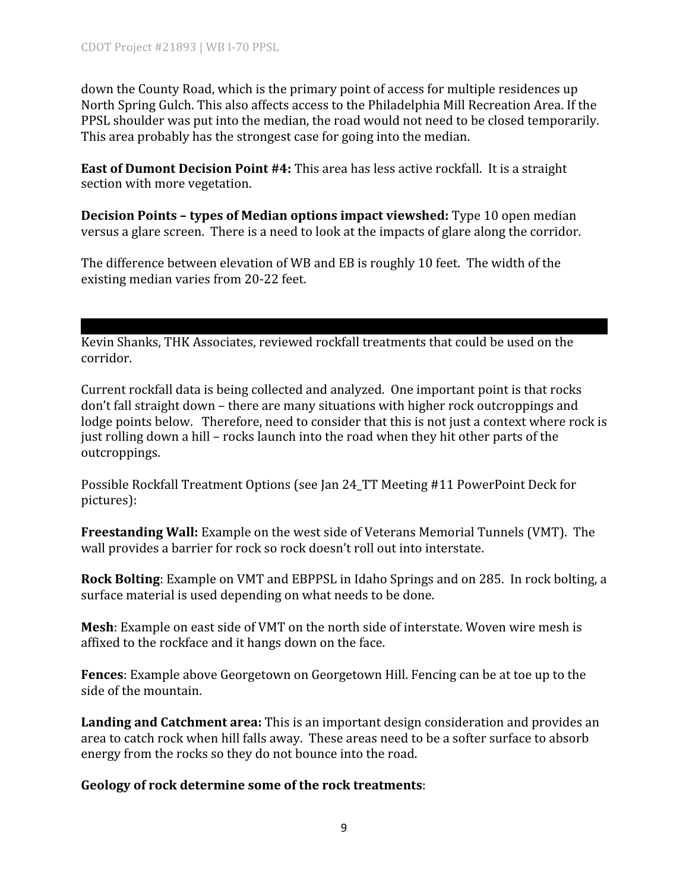down the County Road, which is the primary point of access for multiple residences up North Spring Gulch. This also affects access to the Philadelphia Mill Recreation Area. If the PPSL shoulder was put into the median, the road would not need to be closed temporarily. This area probably has the strongest case for going into the median.

**East of Dumont Decision Point #4:** This area has less active rockfall. It is a straight section with more vegetation.

**Decision Points – types of Median options impact viewshed:** Type 10 open median versus a glare screen. There is a need to look at the impacts of glare along the corridor.

The difference between elevation of WB and EB is roughly 10 feet. The width of the existing median varies from 20-22 feet.

Kevin Shanks, THK Associates, reviewed rockfall treatments that could be used on the corridor.

Current rockfall data is being collected and analyzed. One important point is that rocks don't fall straight down – there are many situations with higher rock outcroppings and lodge points below. Therefore, need to consider that this is not just a context where rock is just rolling down a hill – rocks launch into the road when they hit other parts of the outcroppings.

Possible Rockfall Treatment Options (see Jan 24_TT Meeting #11 PowerPoint Deck for pictures):

**Freestanding Wall:** Example on the west side of Veterans Memorial Tunnels (VMT). The wall provides a barrier for rock so rock doesn't roll out into interstate.

**Rock Bolting**: Example on VMT and EBPPSL in Idaho Springs and on 285. In rock bolting, a surface material is used depending on what needs to be done.

**Mesh**: Example on east side of VMT on the north side of interstate. Woven wire mesh is affixed to the rockface and it hangs down on the face.

**Fences**: Example above Georgetown on Georgetown Hill. Fencing can be at toe up to the side of the mountain.

**Landing and Catchment area:** This is an important design consideration and provides an area to catch rock when hill falls away. These areas need to be a softer surface to absorb energy from the rocks so they do not bounce into the road.

**Geology of rock determine some of the rock treatments**: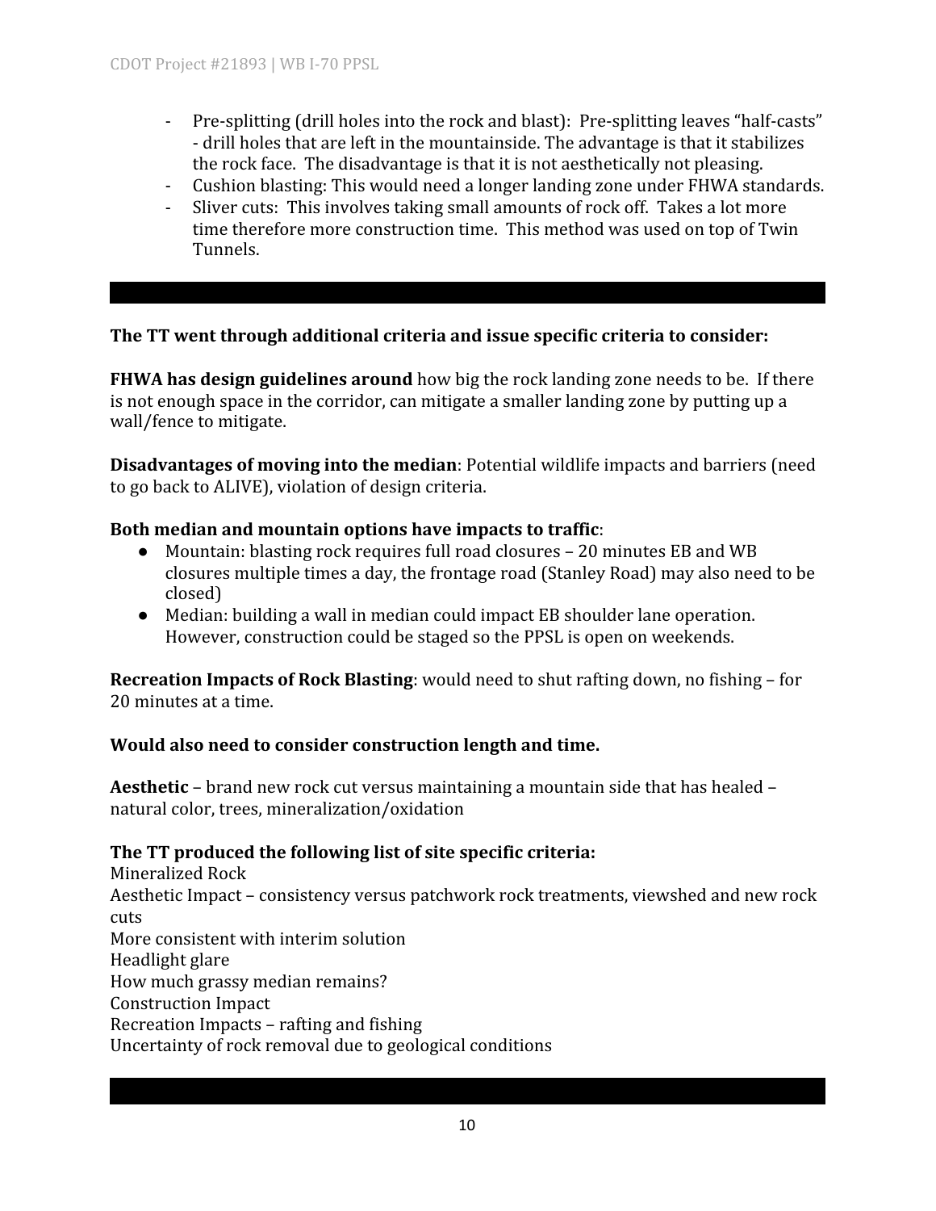- Pre-splitting (drill holes into the rock and blast): Pre-splitting leaves "half-casts" - drill holes that are left in the mountainside. The advantage is that it stabilizes the rock face. The disadvantage is that it is not aesthetically not pleasing.
- Cushion blasting: This would need a longer landing zone under FHWA standards.
- Sliver cuts: This involves taking small amounts of rock off. Takes a lot more time therefore more construction time. This method was used on top of Twin Tunnels.

---

**The TT went through additional criteria and issue specific criteria to consider:**

**FHWA has design guidelines around** how big the rock landing zone needs to be. If there is not enough space in the corridor, can mitigate a smaller landing zone by putting up a wall/fence to mitigate.

**Disadvantages of moving into the median**: Potential wildlife impacts and barriers (need to go back to ALIVE), violation of design criteria.

**Both median and mountain options have impacts to traffic**:

- Mountain: blasting rock requires full road closures – 20 minutes EB and WB closures multiple times a day, the frontage road (Stanley Road) may also need to be closed)
- Median: building a wall in median could impact EB shoulder lane operation. However, construction could be staged so the PPSL is open on weekends.

**Recreation Impacts of Rock Blasting**: would need to shut rafting down, no fishing – for 20 minutes at a time.

**Would also need to consider construction length and time.**

**Aesthetic** – brand new rock cut versus maintaining a mountain side that has healed – natural color, trees, mineralization/oxidation

**The TT produced the following list of site specific criteria:**

Mineralized Rock
Aesthetic Impact – consistency versus patchwork rock treatments, viewshed and new rock cuts
More consistent with interim solution
Headlight glare
How much grassy median remains?
Construction Impact
Recreation Impacts – rafting and fishing
Uncertainty of rock removal due to geological conditions

---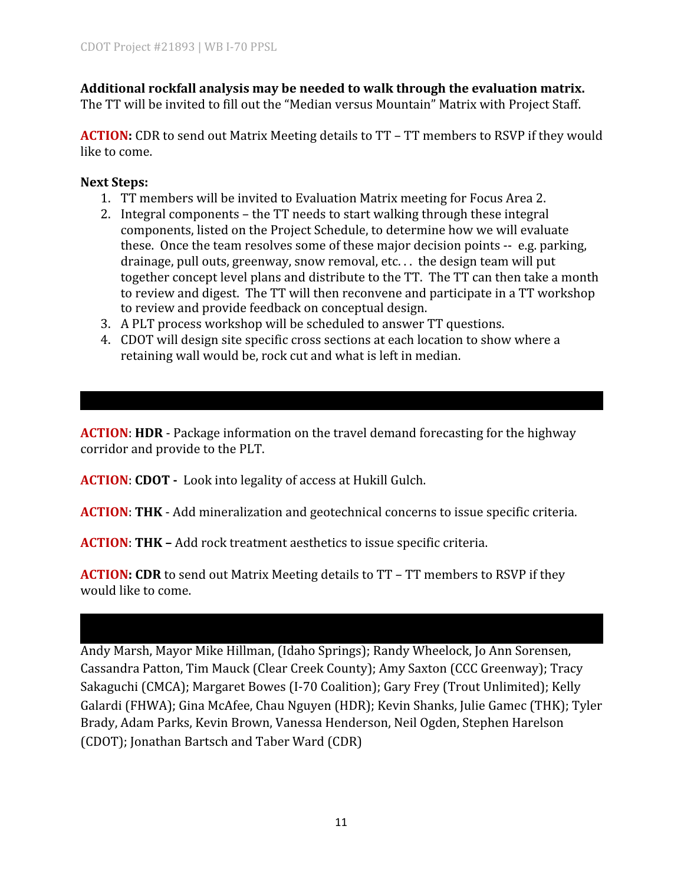**Additional rockfall analysis may be needed to walk through the evaluation matrix.** The TT will be invited to fill out the "Median versus Mountain" Matrix with Project Staff.

**ACTION:** CDR to send out Matrix Meeting details to TT – TT members to RSVP if they would like to come.

**Next Steps:**

1. TT members will be invited to Evaluation Matrix meeting for Focus Area 2.
2. Integral components – the TT needs to start walking through these integral components, listed on the Project Schedule, to determine how we will evaluate these. Once the team resolves some of these major decision points -- e.g. parking, drainage, pull outs, greenway, snow removal, etc. . . the design team will put together concept level plans and distribute to the TT. The TT can then take a month to review and digest. The TT will then reconvene and participate in a TT workshop to review and provide feedback on conceptual design.
3. A PLT process workshop will be scheduled to answer TT questions.
4. CDOT will design site specific cross sections at each location to show where a retaining wall would be, rock cut and what is left in median.

**ACTION**: **HDR** - Package information on the travel demand forecasting for the highway corridor and provide to the PLT.

**ACTION**: **CDOT -** Look into legality of access at Hukill Gulch.

**ACTION**: **THK** - Add mineralization and geotechnical concerns to issue specific criteria.

**ACTION**: **THK –** Add rock treatment aesthetics to issue specific criteria.

**ACTION: CDR** to send out Matrix Meeting details to TT – TT members to RSVP if they would like to come.

Andy Marsh, Mayor Mike Hillman, (Idaho Springs); Randy Wheelock, Jo Ann Sorensen, Cassandra Patton, Tim Mauck (Clear Creek County); Amy Saxton (CCC Greenway); Tracy Sakaguchi (CMCA); Margaret Bowes (I-70 Coalition); Gary Frey (Trout Unlimited); Kelly Galardi (FHWA); Gina McAfee, Chau Nguyen (HDR); Kevin Shanks, Julie Gamec (THK); Tyler Brady, Adam Parks, Kevin Brown, Vanessa Henderson, Neil Ogden, Stephen Harelson (CDOT); Jonathan Bartsch and Taber Ward (CDR)